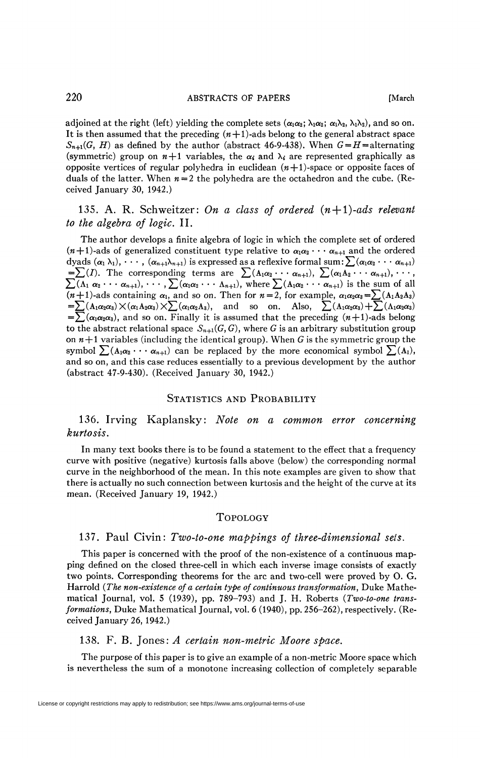adjoined at the right (left) yielding the complete sets $(\alpha_1\alpha_2; \lambda_1\alpha_2; \alpha_1\lambda_2, \lambda_1\lambda_2)$, and so on. It is then assumed that the preceding $(n+1)$-ads belong to the general abstract space $S_{n+1}(G, H)$ as defined by the author (abstract 46-9-438). When $G=H=$alternating (symmetric) group on $n+1$ variables, the $\alpha_i$ and $\lambda_i$ are represented graphically as opposite vertices of regular polyhedra in euclidean $(n+1)$-space or opposite faces of duals of the latter. When $n=2$ the polyhedra are the octahedron and the cube. (Received January 30, 1942.)

### 135. A. R. Schweitzer: *On a class of ordered $(n+1)$-ads relevant to the algebra of logic.* II.

The author develops a finite algebra of logic in which the complete set of ordered $(n+1)$-ads of generalized constituent type relative to $\alpha_1\alpha_2 \cdots \alpha_{n+1}$ and the ordered dyads $(\alpha_1 \lambda_1), \cdots, (\alpha_{n+1}\lambda_{n+1})$ is expressed as a reflexive formal sum: $\sum(\alpha_1\alpha_2 \cdots \alpha_{n+1}) = \sum(I)$. The corresponding terms are $\sum(\mathrm{A}_1\alpha_2 \cdots \alpha_{n+1})$, $\sum(\alpha_1 \mathrm{A}_2 \cdots \alpha_{n+1}), \cdots$, $\sum(\mathrm{A}_1\ \alpha_2 \cdots \alpha_{n+1}), \cdots, \sum(\alpha_1\alpha_2 \cdots \mathrm{A}_{n+1})$, where $\sum(\mathrm{A}_1\alpha_2 \cdots \alpha_{n+1})$ is the sum of all $(n+1)$-ads containing $\alpha_1$, and so on. Then for $n=2$, for example, $\alpha_1\alpha_2\alpha_3 = \sum(\mathrm{A}_1\mathrm{A}_2\mathrm{A}_3) = \sum(\mathrm{A}_1\alpha_2\alpha_3) \times (\alpha_1\mathrm{A}_2\alpha_3) \times \sum(\alpha_1\alpha_2\mathrm{A}_3)$, and so on. Also, $\sum(\mathrm{A}_1\alpha_2\alpha_3) + \sum(\mathrm{A}_1\alpha_2\alpha_3) = \sum(\alpha_1\alpha_2\alpha_3)$, and so on. Finally it is assumed that the preceding $(n+1)$-ads belong to the abstract relational space $S_{n+1}(G, G)$, where $G$ is an arbitrary substitution group on $n+1$ variables (including the identical group). When $G$ is the symmetric group the symbol $\sum(\mathrm{A}_1\alpha_2 \cdots \alpha_{n+1})$ can be replaced by the more economical symbol $\sum(\mathrm{A}_1)$, and so on, and this case reduces essentially to a previous development by the author (abstract 47-9-430). (Received January 30, 1942.)

## Statistics and Probability

### 136. Irving Kaplansky: *Note on a common error concerning kurtosis.*

In many text books there is to be found a statement to the effect that a frequency curve with positive (negative) kurtosis falls above (below) the corresponding normal curve in the neighborhood of the mean. In this note examples are given to show that there is actually no such connection between kurtosis and the height of the curve at its mean. (Received January 19, 1942.)

## Topology

### 137. Paul Civin: *Two-to-one mappings of three-dimensional sets.*

This paper is concerned with the proof of the non-existence of a continuous mapping defined on the closed three-cell in which each inverse image consists of exactly two points. Corresponding theorems for the arc and two-cell were proved by O. G. Harrold (*The non-existence of a certain type of continuous transformation*, Duke Mathematical Journal, vol. 5 (1939), pp. 789–793) and J. H. Roberts (*Two-to-one transformations*, Duke Mathematical Journal, vol. 6 (1940), pp. 256–262), respectively. (Received January 26, 1942.)

### 138. F. B. Jones: *A certain non-metric Moore space.*

The purpose of this paper is to give an example of a non-metric Moore space which is nevertheless the sum of a monotone increasing collection of completely separable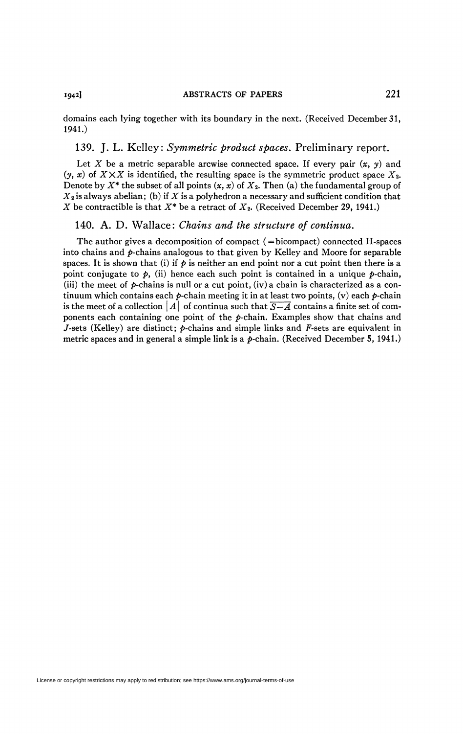domains each lying together with its boundary in the next. (Received December 31, 1941.)

## 139. J. L. Kelley: *Symmetric product spaces.* Preliminary report.

Let $X$ be a metric separable arcwise connected space. If every pair $(x, y)$ and $(y, x)$ of $X \times X$ is identified, the resulting space is the symmetric product space $X_2$. Denote by $X^*$ the subset of all points $(x, x)$ of $X_2$. Then (a) the fundamental group of $X_2$ is always abelian; (b) if $X$ is a polyhedron a necessary and sufficient condition that $X$ be contractible is that $X^*$ be a retract of $X_2$. (Received December 29, 1941.)

## 140. A. D. Wallace: *Chains and the structure of continua.*

The author gives a decomposition of compact (=bicompact) connected H-spaces into chains and $p$-chains analogous to that given by Kelley and Moore for separable spaces. It is shown that (i) if $p$ is neither an end point nor a cut point then there is a point conjugate to $p$, (ii) hence each such point is contained in a unique $p$-chain, (iii) the meet of $p$-chains is null or a cut point, (iv) a chain is characterized as a continuum which contains each $p$-chain meeting it in at least two points, (v) each $p$-chain is the meet of a collection $|A|$ of continua such that $\overline{S-A}$ contains a finite set of components each containing one point of the $p$-chain. Examples show that chains and $J$-sets (Kelley) are distinct; $p$-chains and simple links and $F$-sets are equivalent in metric spaces and in general a simple link is a $p$-chain. (Received December 5, 1941.)